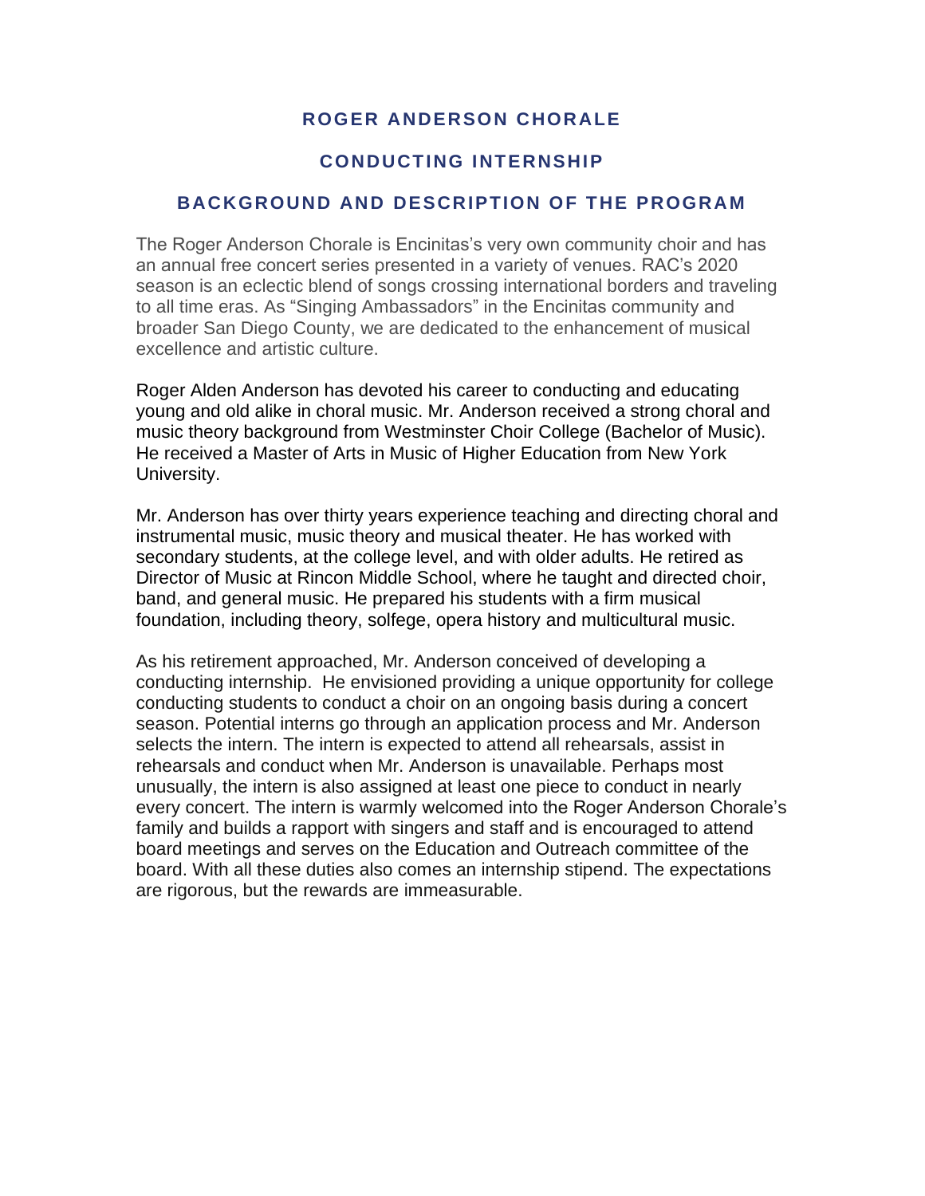# ROGER ANDERSON CHORALE

## CONDUCTING INTERNSHIP

## BACKGROUND AND DESCRIPTION OF THE PROGRAM

The Roger Anderson Chorale is Encinitas's very own community choir and has an annual free concert series presented in a variety of venues. RAC's 2020 season is an eclectic blend of songs crossing international borders and traveling to all time eras. As "Singing Ambassadors" in the Encinitas community and broader San Diego County, we are dedicated to the enhancement of musical excellence and artistic culture.

Roger Alden Anderson has devoted his career to conducting and educating young and old alike in choral music. Mr. Anderson received a strong choral and music theory background from Westminster Choir College (Bachelor of Music). He received a Master of Arts in Music of Higher Education from New York University.

Mr. Anderson has over thirty years experience teaching and directing choral and instrumental music, music theory and musical theater. He has worked with secondary students, at the college level, and with older adults. He retired as Director of Music at Rincon Middle School, where he taught and directed choir, band, and general music. He prepared his students with a firm musical foundation, including theory, solfege, opera history and multicultural music.

As his retirement approached, Mr. Anderson conceived of developing a conducting internship. He envisioned providing a unique opportunity for college conducting students to conduct a choir on an ongoing basis during a concert season. Potential interns go through an application process and Mr. Anderson selects the intern. The intern is expected to attend all rehearsals, assist in rehearsals and conduct when Mr. Anderson is unavailable. Perhaps most unusually, the intern is also assigned at least one piece to conduct in nearly every concert. The intern is warmly welcomed into the Roger Anderson Chorale's family and builds a rapport with singers and staff and is encouraged to attend board meetings and serves on the Education and Outreach committee of the board. With all these duties also comes an internship stipend. The expectations are rigorous, but the rewards are immeasurable.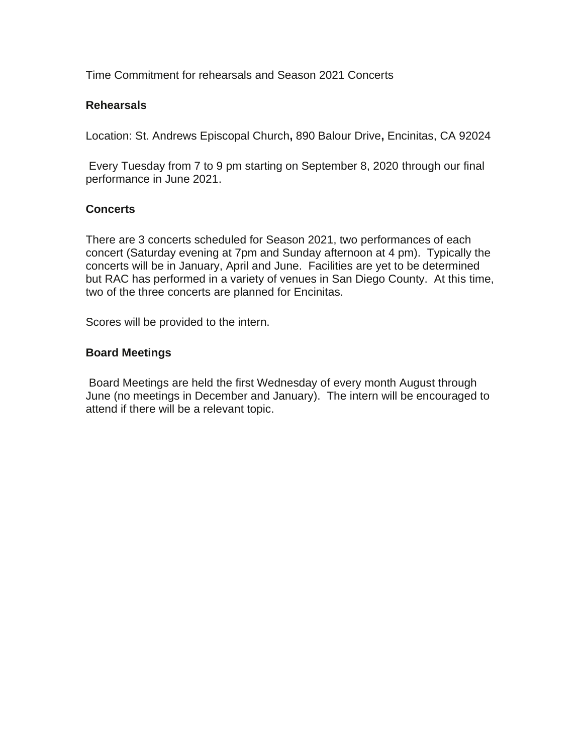Time Commitment for rehearsals and Season 2021 Concerts

**Rehearsals**

Location: St. Andrews Episcopal Church**,** 890 Balour Drive**,** Encinitas, CA 92024

Every Tuesday from 7 to 9 pm starting on September 8, 2020 through our final performance in June 2021.

**Concerts**

There are 3 concerts scheduled for Season 2021, two performances of each concert (Saturday evening at 7pm and Sunday afternoon at 4 pm). Typically the concerts will be in January, April and June. Facilities are yet to be determined but RAC has performed in a variety of venues in San Diego County. At this time, two of the three concerts are planned for Encinitas.

Scores will be provided to the intern.

**Board Meetings**

Board Meetings are held the first Wednesday of every month August through June (no meetings in December and January). The intern will be encouraged to attend if there will be a relevant topic.